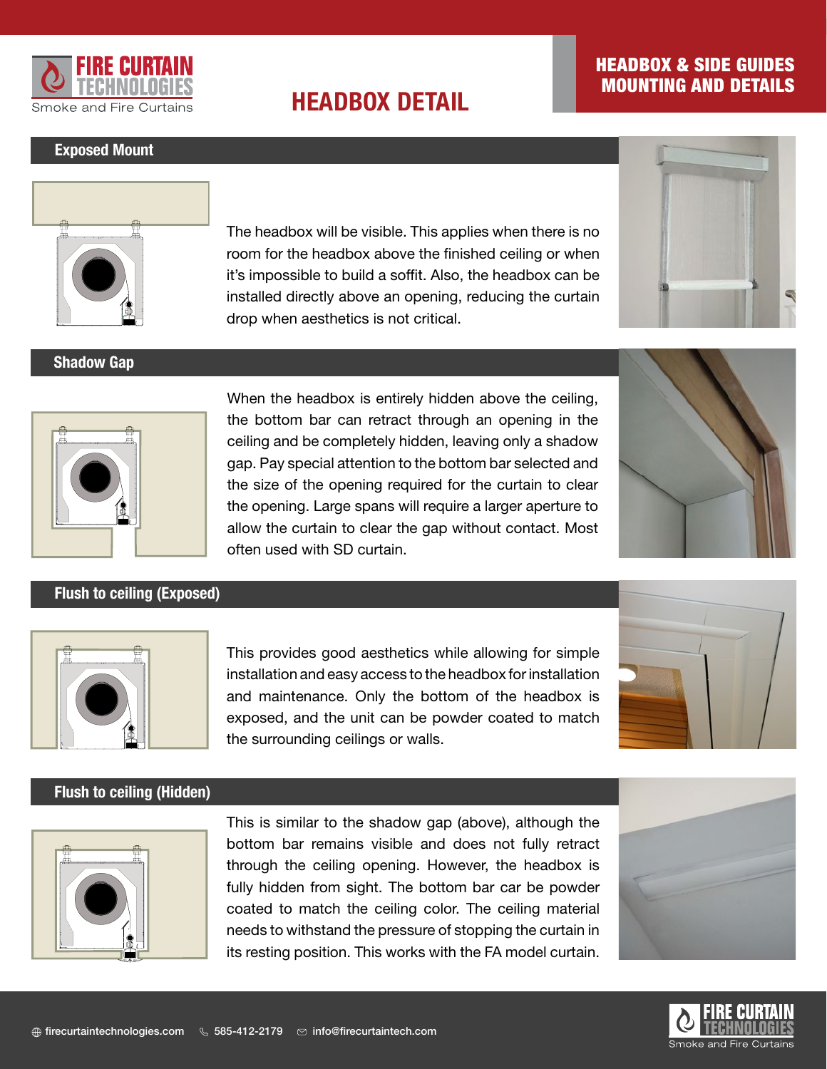# HEADBOX DETAIL

## HEADBOX & SIDE GUIDES MOUNTING AND DETAILS

### Exposed Mount

The headbox will be visible. This applies when there is no room for the headbox above the finished ceiling or when it's impossible to build a soffit. Also, the headbox can be installed directly above an opening, reducing the curtain drop when aesthetics is not critical.

### Shadow Gap

When the headbox is entirely hidden above the ceiling, the bottom bar can retract through an opening in the ceiling and be completely hidden, leaving only a shadow gap. Pay special attention to the bottom bar selected and the size of the opening required for the curtain to clear the opening. Large spans will require a larger aperture to allow the curtain to clear the gap without contact. Most often used with SD curtain.

### Flush to ceiling (Exposed)

This provides good aesthetics while allowing for simple installation and easy access to the headbox for installation and maintenance. Only the bottom of the headbox is exposed, and the unit can be powder coated to match the surrounding ceilings or walls.

### Flush to ceiling (Hidden)

This is similar to the shadow gap (above), although the bottom bar remains visible and does not fully retract through the ceiling opening. However, the headbox is fully hidden from sight. The bottom bar car be powder coated to match the ceiling color. The ceiling material needs to withstand the pressure of stopping the curtain in its resting position. This works with the FA model curtain.

firecurtaintechnologies.com | 585-412-2179 | info@firecurtaintech.com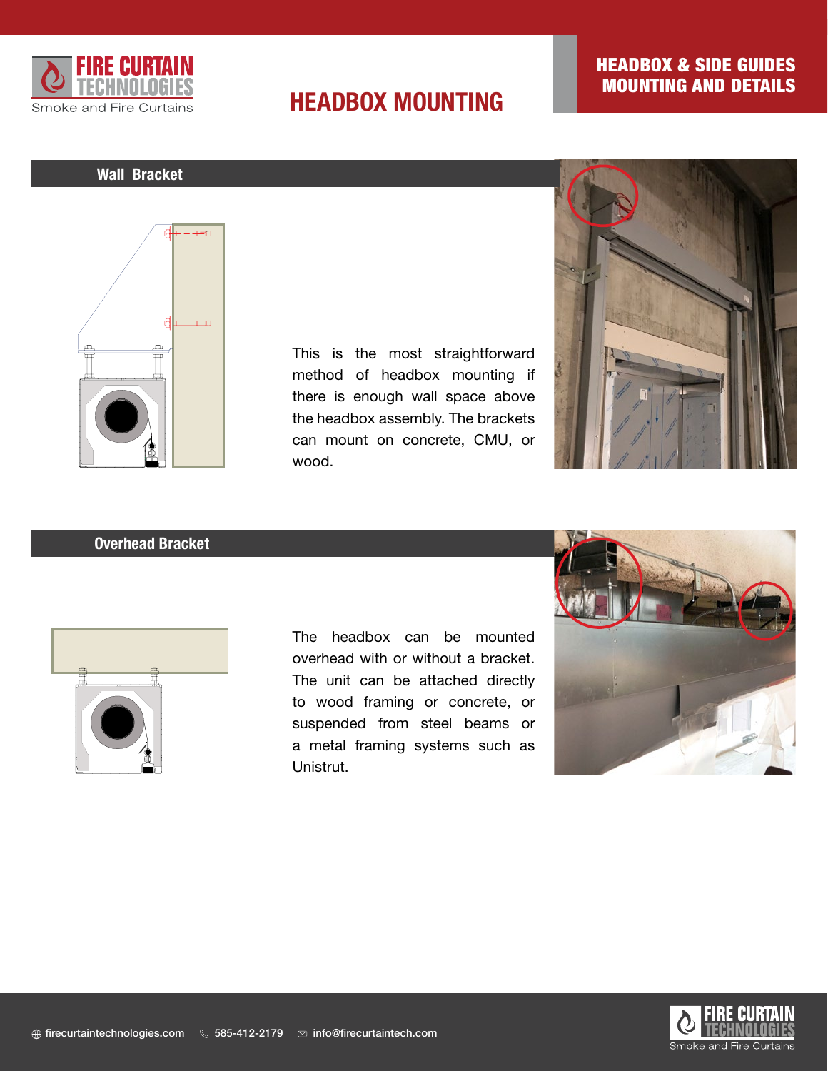# HEADBOX MOUNTING

## HEADBOX & SIDE GUIDES MOUNTING AND DETAILS

### Wall Bracket

This is the most straightforward method of headbox mounting if there is enough wall space above the headbox assembly. The brackets can mount on concrete, CMU, or wood.

### Overhead Bracket

The headbox can be mounted overhead with or without a bracket. The unit can be attached directly to wood framing or concrete, or suspended from steel beams or a metal framing systems such as Unistrut.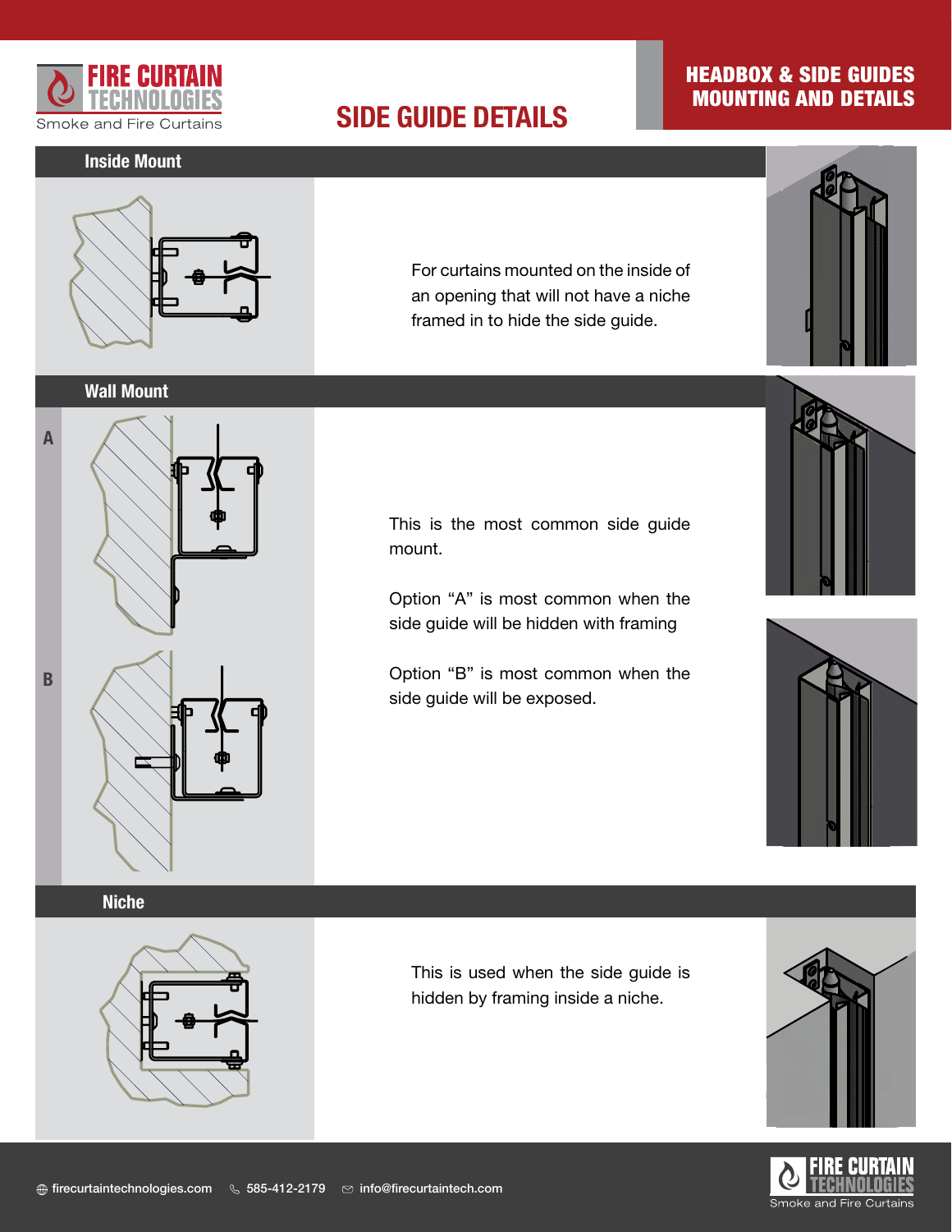# SIDE GUIDE DETAILS

## HEADBOX & SIDE GUIDES MOUNTING AND DETAILS

### Inside Mount

For curtains mounted on the inside of an opening that will not have a niche framed in to hide the side guide.

### Wall Mount

A

B

This is the most common side guide mount.

Option "A" is most common when the side guide will be hidden with framing

Option "B" is most common when the side guide will be exposed.

### Niche

This is used when the side guide is hidden by framing inside a niche.

firecurtaintechnologies.com 585-412-2179 info@firecurtaintech.com